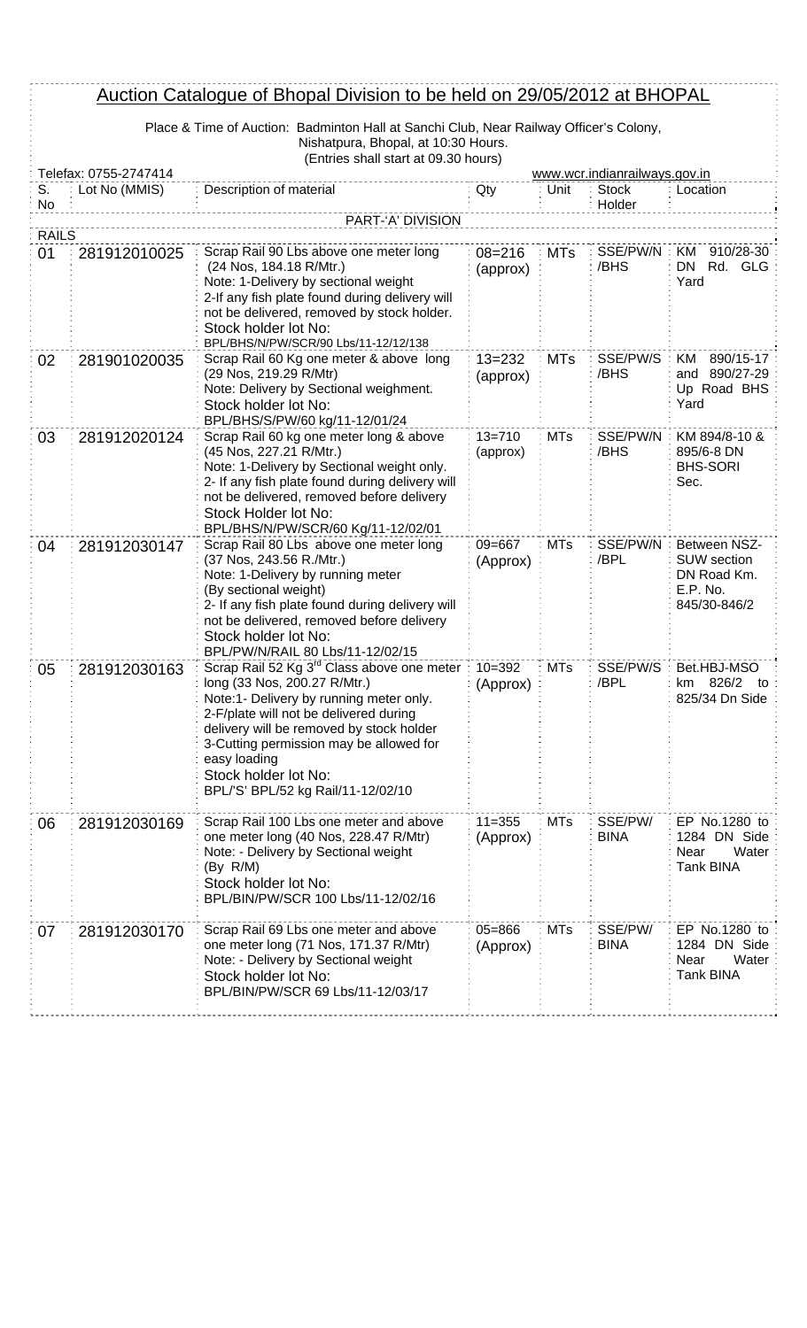# Auction Catalogue of Bhopal Division to be held on 29/05/2012 at BHOPAL

Place & Time of Auction: Badminton Hall at Sanchi Club, Near Railway Officer's Colony, Nishatpura, Bhopal, at 10:30 Hours.
(Entries shall start at 09.30 hours)

Telefax: 0755-2747414 www.wcr.indianrailways.gov.in

| S. No | Lot No (MMIS) | Description of material | Qty | Unit | Stock Holder | Location |
|---|---|---|---|---|---|---|
| | | PART-'A' DIVISION | | | | |
| RAILS | | | | | | |
| 01 | 281912010025 | Scrap Rail 90 Lbs above one meter long (24 Nos, 184.18 R/Mtr.)<br>Note: 1-Delivery by sectional weight<br>2-If any fish plate found during delivery will not be delivered, removed by stock holder.<br>Stock holder lot No:<br>BPL/BHS/N/PW/SCR/90 Lbs/11-12/12/138 | 08=216 (approx) | MTs | SSE/PW/N /BHS | KM 910/28-30 DN Rd. GLG Yard |
| 02 | 281901020035 | Scrap Rail 60 Kg one meter & above long (29 Nos, 219.29 R/Mtr)<br>Note: Delivery by Sectional weighment.<br>Stock holder lot No:<br>BPL/BHS/S/PW/60 kg/11-12/01/24 | 13=232 (approx) | MTs | SSE/PW/S /BHS | KM 890/15-17 and 890/27-29 Up Road BHS Yard |
| 03 | 281912020124 | Scrap Rail 60 kg one meter long & above (45 Nos, 227.21 R/Mtr.)<br>Note: 1-Delivery by Sectional weight only.<br>2- If any fish plate found during delivery will not be delivered, removed before delivery<br>Stock Holder lot No:<br>BPL/BHS/N/PW/SCR/60 Kg/11-12/02/01 | 13=710 (approx) | MTs | SSE/PW/N /BHS | KM 894/8-10 & 895/6-8 DN BHS-SORI Sec. |
| 04 | 281912030147 | Scrap Rail 80 Lbs above one meter long (37 Nos, 243.56 R./Mtr.)<br>Note: 1-Delivery by running meter (By sectional weight)<br>2- If any fish plate found during delivery will not be delivered, removed before delivery<br>Stock holder lot No:<br>BPL/PW/N/RAIL 80 Lbs/11-12/02/15 | 09=667 (Approx) | MTs | SSE/PW/N /BPL | Between NSZ-SUW section DN Road Km. E.P. No. 845/30-846/2 |
| 05 | 281912030163 | Scrap Rail 52 Kg 3rd Class above one meter long (33 Nos, 200.27 R/Mtr.)<br>Note:1- Delivery by running meter only.<br>2-F/plate will not be delivered during delivery will be removed by stock holder<br>3-Cutting permission may be allowed for easy loading<br>Stock holder lot No:<br>BPL/'S' BPL/52 kg Rail/11-12/02/10 | 10=392 (Approx) | MTs | SSE/PW/S /BPL | Bet.HBJ-MSO km 826/2 to 825/34 Dn Side |
| 06 | 281912030169 | Scrap Rail 100 Lbs one meter and above one meter long (40 Nos, 228.47 R/Mtr)<br>Note: - Delivery by Sectional weight (By R/M)<br>Stock holder lot No:<br>BPL/BIN/PW/SCR 100 Lbs/11-12/02/16 | 11=355 (Approx) | MTs | SSE/PW/ BINA | EP No.1280 to 1284 DN Side Near Water Tank BINA |
| 07 | 281912030170 | Scrap Rail 69 Lbs one meter and above one meter long (71 Nos, 171.37 R/Mtr)<br>Note: - Delivery by Sectional weight<br>Stock holder lot No:<br>BPL/BIN/PW/SCR 69 Lbs/11-12/03/17 | 05=866 (Approx) | MTs | SSE/PW/ BINA | EP No.1280 to 1284 DN Side Near Water Tank BINA |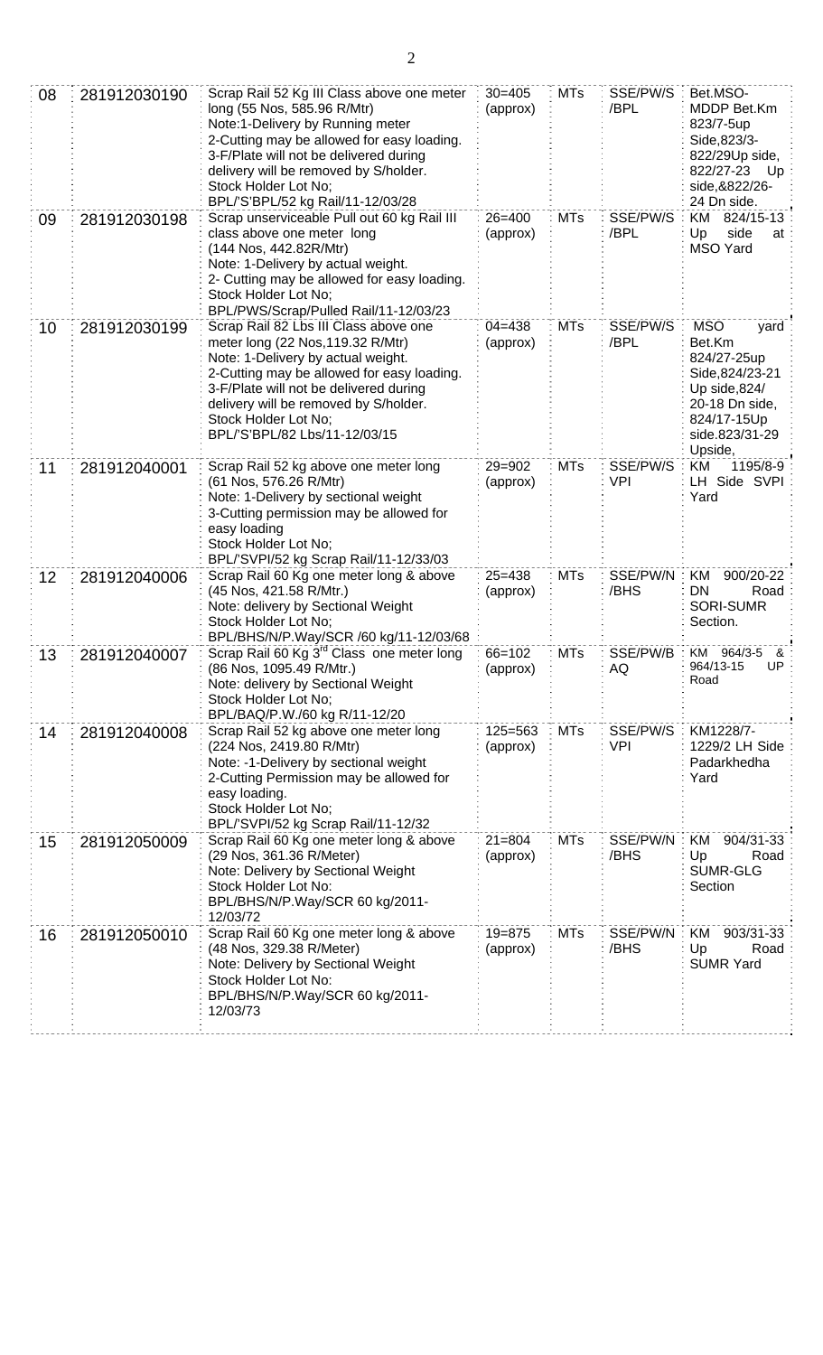| 08 | 281912030190 | Scrap Rail 52 Kg III Class above one meter long (55 Nos, 585.96 R/Mtr)<br>Note:1-Delivery by Running meter<br>2-Cutting may be allowed for easy loading.<br>3-F/Plate will not be delivered during delivery will be removed by S/holder.<br>Stock Holder Lot No;<br>BPL/'S'BPL/52 kg Rail/11-12/03/28 | 30=405 (approx) | MTs | SSE/PW/S /BPL | Bet.MSO-MDDP Bet.Km 823/7-5up Side,823/3-822/29Up side, 822/27-23 Up side,&822/26-24 Dn side. |
|---|---|---|---|---|---|---|
| 09 | 281912030198 | Scrap unserviceable Pull out 60 kg Rail III class above one meter long<br>(144 Nos, 442.82R/Mtr)<br>Note: 1-Delivery by actual weight.<br>2- Cutting may be allowed for easy loading.<br>Stock Holder Lot No;<br>BPL/PWS/Scrap/Pulled Rail/11-12/03/23 | 26=400 (approx) | MTs | SSE/PW/S /BPL | KM 824/15-13 Up side at MSO Yard |
| 10 | 281912030199 | Scrap Rail 82 Lbs III Class above one meter long (22 Nos,119.32 R/Mtr)<br>Note: 1-Delivery by actual weight.<br>2-Cutting may be allowed for easy loading.<br>3-F/Plate will not be delivered during delivery will be removed by S/holder.<br>Stock Holder Lot No;<br>BPL/'S'BPL/82 Lbs/11-12/03/15 | 04=438 (approx) | MTs | SSE/PW/S /BPL | MSO yard Bet.Km 824/27-25up Side,824/23-21 Up side,824/ 20-18 Dn side, 824/17-15Up side.823/31-29 Upside, |
| 11 | 281912040001 | Scrap Rail 52 kg above one meter long<br>(61 Nos, 576.26 R/Mtr)<br>Note: 1-Delivery by sectional weight<br>3-Cutting permission may be allowed for easy loading<br>Stock Holder Lot No;<br>BPL/'SVPI/52 kg Scrap Rail/11-12/33/03 | 29=902 (approx) | MTs | SSE/PW/S VPI | KM 1195/8-9 LH Side SVPI Yard |
| 12 | 281912040006 | Scrap Rail 60 Kg one meter long & above<br>(45 Nos, 421.58 R/Mtr.)<br>Note: delivery by Sectional Weight<br>Stock Holder Lot No;<br>BPL/BHS/N/P.Way/SCR /60 kg/11-12/03/68 | 25=438 (approx) | MTs | SSE/PW/N /BHS | KM 900/20-22 DN Road SORI-SUMR Section. |
| 13 | 281912040007 | Scrap Rail 60 Kg 3rd Class one meter long<br>(86 Nos, 1095.49 R/Mtr.)<br>Note: delivery by Sectional Weight<br>Stock Holder Lot No;<br>BPL/BAQ/P.W./60 kg R/11-12/20 | 66=102 (approx) | MTs | SSE/PW/B AQ | KM 964/3-5 & 964/13-15 UP Road |
| 14 | 281912040008 | Scrap Rail 52 kg above one meter long<br>(224 Nos, 2419.80 R/Mtr)<br>Note: -1-Delivery by sectional weight<br>2-Cutting Permission may be allowed for easy loading.<br>Stock Holder Lot No;<br>BPL/'SVPI/52 kg Scrap Rail/11-12/32 | 125=563 (approx) | MTs | SSE/PW/S VPI | KM1228/7-1229/2 LH Side Padarkhedha Yard |
| 15 | 281912050009 | Scrap Rail 60 Kg one meter long & above<br>(29 Nos, 361.36 R/Meter)<br>Note: Delivery by Sectional Weight<br>Stock Holder Lot No:<br>BPL/BHS/N/P.Way/SCR 60 kg/2011-12/03/72 | 21=804 (approx) | MTs | SSE/PW/N /BHS | KM 904/31-33 Up Road SUMR-GLG Section |
| 16 | 281912050010 | Scrap Rail 60 Kg one meter long & above<br>(48 Nos, 329.38 R/Meter)<br>Note: Delivery by Sectional Weight<br>Stock Holder Lot No:<br>BPL/BHS/N/P.Way/SCR 60 kg/2011-12/03/73 | 19=875 (approx) | MTs | SSE/PW/N /BHS | KM 903/31-33 Up Road SUMR Yard |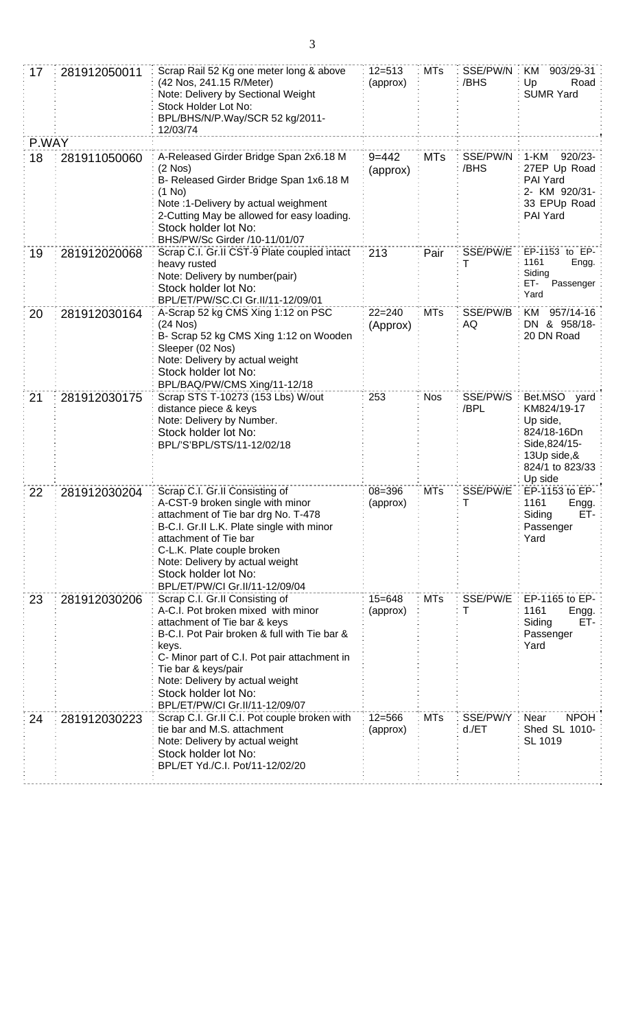| | | | | | | |
|---|---|---|---|---|---|---|
| 17 | 281912050011 | Scrap Rail 52 Kg one meter long & above (42 Nos, 241.15 R/Meter)<br>Note: Delivery by Sectional Weight<br>Stock Holder Lot No:<br>BPL/BHS/N/P.Way/SCR 52 kg/2011-12/03/74 | 12=513 (approx) | MTs | SSE/PW/N /BHS | KM 903/29-31 Up Road SUMR Yard |
| P.WAY | | | | | | |
| 18 | 281911050060 | A-Released Girder Bridge Span 2x6.18 M (2 Nos)<br>B- Released Girder Bridge Span 1x6.18 M (1 No)<br>Note :1-Delivery by actual weighment<br>2-Cutting May be allowed for easy loading.<br>Stock holder lot No:<br>BHS/PW/Sc Girder /10-11/01/07 | 9=442 (approx) | MTs | SSE/PW/N /BHS | 1-KM 920/23-27EP Up Road PAI Yard<br>2- KM 920/31-33 EPUp Road PAI Yard |
| 19 | 281912020068 | Scrap C.I. Gr.II CST-9 Plate coupled intact heavy rusted<br>Note: Delivery by number(pair)<br>Stock holder lot No:<br>BPL/ET/PW/SC.CI Gr.II/11-12/09/01 | 213 | Pair | SSE/PW/E T | EP-1153 to EP-1161 Engg. Siding<br>ET- Passenger Yard |
| 20 | 281912030164 | A-Scrap 52 kg CMS Xing 1:12 on PSC (24 Nos)<br>B- Scrap 52 kg CMS Xing 1:12 on Wooden Sleeper (02 Nos)<br>Note: Delivery by actual weight<br>Stock holder lot No:<br>BPL/BAQ/PW/CMS Xing/11-12/18 | 22=240 (Approx) | MTs | SSE/PW/B AQ | KM 957/14-16 DN & 958/18-20 DN Road |
| 21 | 281912030175 | Scrap STS T-10273 (153 Lbs) W/out distance piece & keys<br>Note: Delivery by Number.<br>Stock holder lot No:<br>BPL/'S'BPL/STS/11-12/02/18 | 253 | Nos | SSE/PW/S /BPL | Bet.MSO yard KM824/19-17 Up side, 824/18-16Dn Side,824/15-13Up side,& 824/1 to 823/33 Up side |
| 22 | 281912030204 | Scrap C.I. Gr.II Consisting of<br>A-CST-9 broken single with minor attachment of Tie bar drg No. T-478<br>B-C.I. Gr.II L.K. Plate single with minor attachment of Tie bar<br>C-L.K. Plate couple broken<br>Note: Delivery by actual weight<br>Stock holder lot No:<br>BPL/ET/PW/CI Gr.II/11-12/09/04 | 08=396 (approx) | MTs | SSE/PW/E T | EP-1153 to EP-1161 Siding ET- Passenger Yard |
| 23 | 281912030206 | Scrap C.I. Gr.II Consisting of<br>A-C.I. Pot broken mixed with minor attachment of Tie bar & keys<br>B-C.I. Pot Pair broken & full with Tie bar & keys.<br>C- Minor part of C.I. Pot pair attachment in Tie bar & keys/pair<br>Note: Delivery by actual weight<br>Stock holder lot No:<br>BPL/ET/PW/CI Gr.II/11-12/09/07 | 15=648 (approx) | MTs | SSE/PW/E T | EP-1165 to EP-1161 Engg. Siding ET- Passenger Yard |
| 24 | 281912030223 | Scrap C.I. Gr.II C.I. Pot couple broken with tie bar and M.S. attachment<br>Note: Delivery by actual weight<br>Stock holder lot No:<br>BPL/ET Yd./C.I. Pot/11-12/02/20 | 12=566 (approx) | MTs | SSE/PW/Y d./ET | Near NPOH Shed SL 1010-SL 1019 |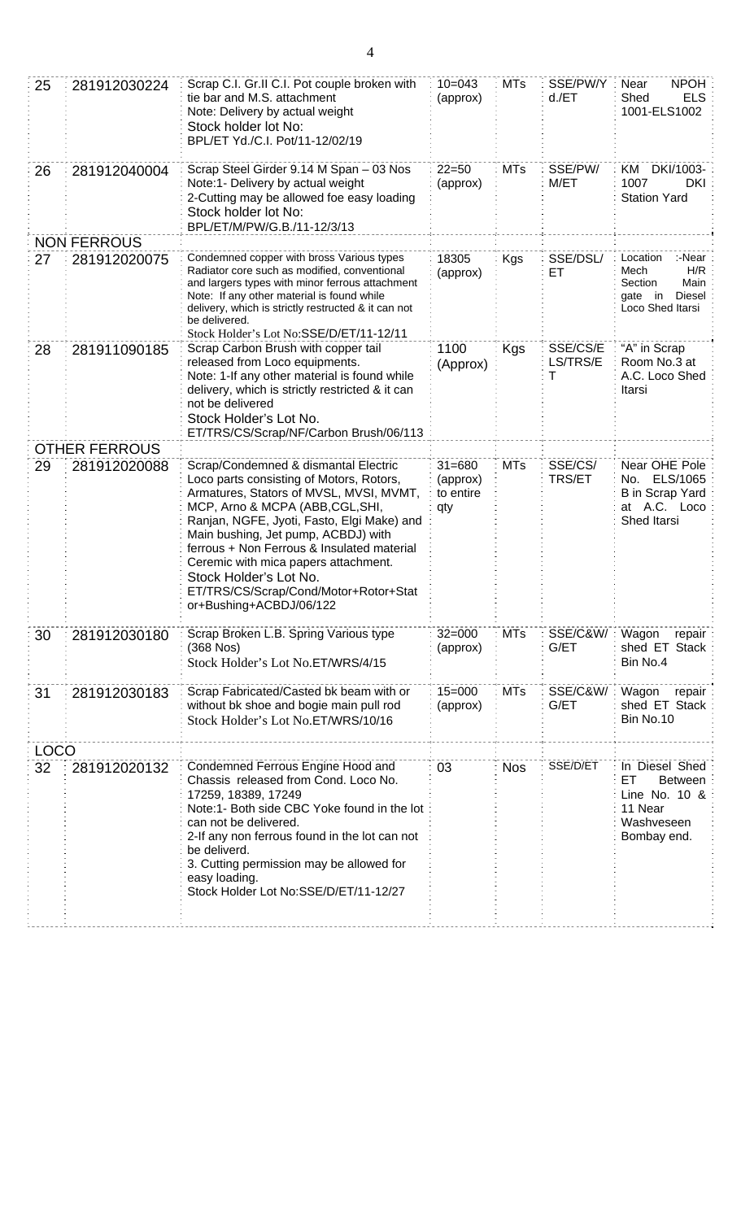| 25 | 281912030224 | Scrap C.I. Gr.II C.I. Pot couple broken with tie bar and M.S. attachment<br>Note: Delivery by actual weight<br>Stock holder lot No:<br>BPL/ET Yd./C.I. Pot/11-12/02/19 | 10=043 (approx) | MTs | SSE/PW/Yd./ET | Near NPOH Shed ELS 1001-ELS1002 |
|---|---|---|---|---|---|---|
| 26 | 281912040004 | Scrap Steel Girder 9.14 M Span – 03 Nos<br>Note:1- Delivery by actual weight<br>2-Cutting may be allowed foe easy loading<br>Stock holder lot No:<br>BPL/ET/M/PW/G.B./11-12/3/13 | 22=50 (approx) | MTs | SSE/PW/M/ET | KM DKI/1003-1007 DKI Station Yard |
| | **NON FERROUS** | | | | | |
| 27 | 281912020075 | Condemned copper with bross Various types Radiator core such as modified, conventional and largers types with minor ferrous attachment<br>Note: If any other material is found while delivery, which is strictly restructed & it can not be delivered.<br>Stock Holder's Lot No:SSE/D/ET/11-12/11 | 18305 (approx) | Kgs | SSE/DSL/ET | Location :-Near Mech H/R Section Main gate in Diesel Loco Shed Itarsi |
| 28 | 281911090185 | Scrap Carbon Brush with copper tail released from Loco equipments.<br>Note: 1-If any other material is found while delivery, which is strictly restricted & it can not be delivered<br>Stock Holder's Lot No.<br>ET/TRS/CS/Scrap/NF/Carbon Brush/06/113 | 1100 (Approx) | Kgs | SSE/CS/ELS/TRS/ET | "A" in Scrap Room No.3 at A.C. Loco Shed Itarsi |
| | **OTHER FERROUS** | | | | | |
| 29 | 281912020088 | Scrap/Condemned & dismantal Electric Loco parts consisting of Motors, Rotors, Armatures, Stators of MVSL, MVSI, MVMT, MCP, Arno & MCPA (ABB,CGL,SHI, Ranjan, NGFE, Jyoti, Fasto, Elgi Make) and Main bushing, Jet pump, ACBDJ) with ferrous + Non Ferrous & Insulated material Ceremic with mica papers attachment.<br>Stock Holder's Lot No.<br>ET/TRS/CS/Scrap/Cond/Motor+Rotor+Stator+Bushing+ACBDJ/06/122 | 31=680 (approx) to entire qty | MTs | SSE/CS/TRS/ET | Near OHE Pole No. ELS/1065 B in Scrap Yard at A.C. Loco Shed Itarsi |
| 30 | 281912030180 | Scrap Broken L.B. Spring Various type (368 Nos)<br>Stock Holder's Lot No.ET/WRS/4/15 | 32=000 (approx) | MTs | SSE/C&W/G/ET | Wagon repair shed ET Stack Bin No.4 |
| 31 | 281912030183 | Scrap Fabricated/Casted bk beam with or without bk shoe and bogie main pull rod<br>Stock Holder's Lot No.ET/WRS/10/16 | 15=000 (approx) | MTs | SSE/C&W/G/ET | Wagon repair shed ET Stack Bin No.10 |
| **LOCO** | | | | | | |
| 32 | 281912020132 | Condemned Ferrous Engine Hood and Chassis released from Cond. Loco No. 17259, 18389, 17249<br>Note:1- Both side CBC Yoke found in the lot can not be delivered.<br>2-If any non ferrous found in the lot can not be deliverd.<br>3. Cutting permission may be allowed for easy loading.<br>Stock Holder Lot No:SSE/D/ET/11-12/27 | 03 | Nos | SSE/D/ET | In Diesel Shed ET Between Line No. 10 & 11 Near Washveseen Bombay end. |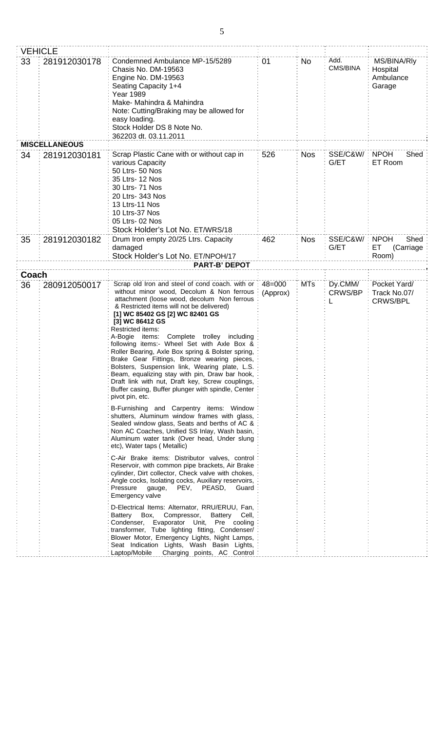| | | | | | | |
|---|---|---|---|---|---|---|
| **VEHICLE** | | | | | | |
| 33 | 281912030178 | Condemned Ambulance MP-15/5289<br>Chasis No. DM-19563<br>Engine No. DM-19563<br>Seating Capacity 1+4<br>Year 1989<br>Make- Mahindra & Mahindra<br>Note: Cutting/Braking may be allowed for easy loading.<br>Stock Holder DS 8 Note No.<br>362203 dt. 03.11.2011 | 01 | No | Add. CMS/BINA | MS/BINA/Rly Hospital Ambulance Garage |
| **MISCELLANEOUS** | | | | | | |
| 34 | 281912030181 | Scrap Plastic Cane with or without cap in various Capacity<br>50 Ltrs- 50 Nos<br>35 Ltrs- 12 Nos<br>30 Ltrs- 71 Nos<br>20 Ltrs- 343 Nos<br>13 Ltrs-11 Nos<br>10 Ltrs-37 Nos<br>05 Ltrs- 02 Nos<br>Stock Holder's Lot No. ET/WRS/18 | 526 | Nos | SSE/C&W/G/ET | NPOH Shed ET Room |
| 35 | 281912030182 | Drum Iron empty 20/25 Ltrs. Capacity damaged<br>Stock Holder's Lot No. ET/NPOH/17 | 462 | Nos | SSE/C&W/G/ET | NPOH Shed ET (Carriage Room) |
| | | **PART-B' DEPOT** | | | | |
| **Coach** | | | | | | |
| 36 | 280912050017 | Scrap old Iron and steel of cond coach. with or without minor wood, Decolum & Non ferrous attachment (loose wood, decolum Non ferrous & Restricted items will not be delivered)<br>**[1] WC 85402 GS [2] WC 82401 GS**<br>**[3] WC 86412 GS**<br>Restricted items:<br>A-Bogie items: Complete trolley including following items:- Wheel Set with Axle Box & Roller Bearing, Axle Box spring & Bolster spring, Brake Gear Fittings, Bronze wearing pieces, Bolsters, Suspension link, Wearing plate, L.S. Beam, equalizing stay with pin, Draw bar hook, Draft link with nut, Draft key, Screw couplings, Buffer casing, Buffer plunger with spindle, Center pivot pin, etc.<br><br>B-Furnishing and Carpentry items: Window shutters, Aluminum window frames with glass, Sealed window glass, Seats and berths of AC & Non AC Coaches, Unified SS Inlay, Wash basin, Aluminum water tank (Over head, Under slung etc), Water taps ( Metallic)<br><br>C-Air Brake items: Distributor valves, control Reservoir, with common pipe brackets, Air Brake cylinder, Dirt collector, Check valve with chokes, Angle cocks, Isolating cocks, Auxiliary reservoirs, Pressure gauge, PEV, PEASD, Guard Emergency valve<br><br>D-Electrical Items: Alternator, RRU/ERUU, Fan, Battery Box, Compressor, Battery Cell, Condenser, Evaporator Unit, Pre cooling transformer, Tube lighting fitting, Condenser/ Blower Motor, Emergency Lights, Night Lamps, Seat Indication Lights, Wash Basin Lights, Laptop/Mobile Charging points, AC Control | 48=000 (Approx) | MTs | Dy.CMM/ CRWS/BPL | Pocket Yard/ Track No.07/ CRWS/BPL |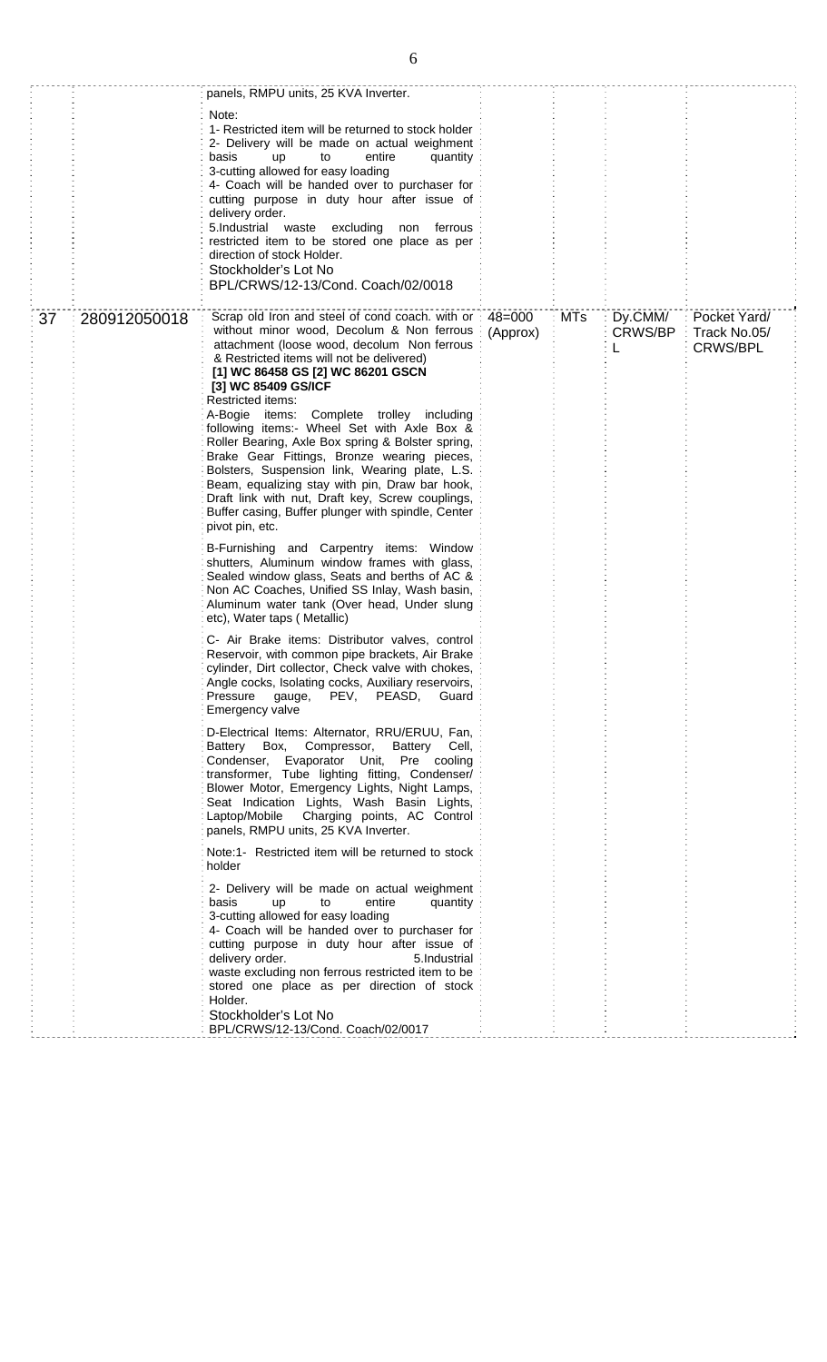| | | | | | | |
|---|---|---|---|---|---|---|
| | | panels, RMPU units, 25 KVA Inverter.<br><br>Note:<br>1- Restricted item will be returned to stock holder<br>2- Delivery will be made on actual weighment basis up to entire quantity<br>3-cutting allowed for easy loading<br>4- Coach will be handed over to purchaser for cutting purpose in duty hour after issue of delivery order.<br>5.Industrial waste excluding non ferrous restricted item to be stored one place as per direction of stock Holder.<br>Stockholder's Lot No<br>BPL/CRWS/12-13/Cond. Coach/02/0018 | | | | |
| 37 | 280912050018 | Scrap old Iron and steel of cond coach. with or without minor wood, Decolum & Non ferrous attachment (loose wood, decolum Non ferrous & Restricted items will not be delivered)<br>**[1] WC 86458 GS [2] WC 86201 GSCN [3] WC 85409 GS/ICF**<br>Restricted items:<br>A-Bogie items: Complete trolley including following items:- Wheel Set with Axle Box & Roller Bearing, Axle Box spring & Bolster spring, Brake Gear Fittings, Bronze wearing pieces, Bolsters, Suspension link, Wearing plate, L.S. Beam, equalizing stay with pin, Draw bar hook, Draft link with nut, Draft key, Screw couplings, Buffer casing, Buffer plunger with spindle, Center pivot pin, etc.<br><br>B-Furnishing and Carpentry items: Window shutters, Aluminum window frames with glass, Sealed window glass, Seats and berths of AC & Non AC Coaches, Unified SS Inlay, Wash basin, Aluminum water tank (Over head, Under slung etc), Water taps ( Metallic)<br><br>C- Air Brake items: Distributor valves, control Reservoir, with common pipe brackets, Air Brake cylinder, Dirt collector, Check valve with chokes, Angle cocks, Isolating cocks, Auxiliary reservoirs, Pressure gauge, PEV, PEASD, Guard Emergency valve<br><br>D-Electrical Items: Alternator, RRU/ERUU, Fan, Battery Box, Compressor, Battery Cell, Condenser, Evaporator Unit, Pre cooling transformer, Tube lighting fitting, Condenser/ Blower Motor, Emergency Lights, Night Lamps, Seat Indication Lights, Wash Basin Lights, Laptop/Mobile Charging points, AC Control panels, RMPU units, 25 KVA Inverter.<br><br>Note:1- Restricted item will be returned to stock holder<br><br>2- Delivery will be made on actual weighment basis up to entire quantity<br>3-cutting allowed for easy loading<br>4- Coach will be handed over to purchaser for cutting purpose in duty hour after issue of delivery order. 5.Industrial waste excluding non ferrous restricted item to be stored one place as per direction of stock Holder.<br>Stockholder's Lot No<br>BPL/CRWS/12-13/Cond. Coach/02/0017 | 48=000 (Approx) | MTs | Dy.CMM/ CRWS/BPL | Pocket Yard/ Track No.05/ CRWS/BPL |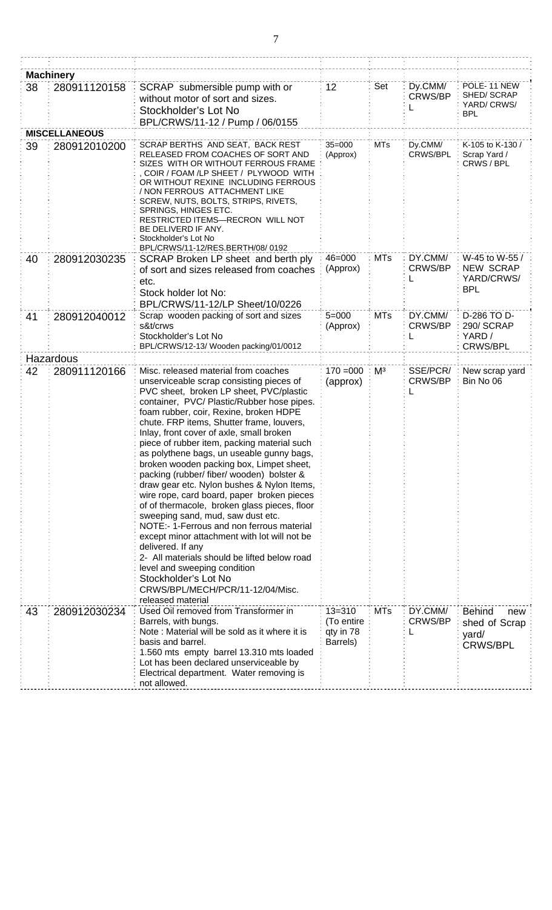| | | | | | | |
|---|---|---|---|---|---|---|
| **Machinery** | | | | | | |
| 38 | 280911120158 | SCRAP submersible pump with or without motor of sort and sizes. Stockholder's Lot No BPL/CRWS/11-12 / Pump / 06/0155 | 12 | Set | Dy.CMM/ CRWS/BPL | POLE- 11 NEW SHED/ SCRAP YARD/ CRWS/ BPL |
| **MISCELLANEOUS** | | | | | | |
| 39 | 280912010200 | SCRAP BERTHS AND SEAT, BACK REST RELEASED FROM COACHES OF SORT AND SIZES WITH OR WITHOUT FERROUS FRAME , COIR / FOAM /LP SHEET / PLYWOOD WITH OR WITHOUT REXINE INCLUDING FERROUS / NON FERROUS ATTACHMENT LIKE SCREW, NUTS, BOLTS, STRIPS, RIVETS, SPRINGS, HINGES ETC. RESTRICTED ITEMS—RECRON WILL NOT BE DELIVERD IF ANY. Stockholder's Lot No BPL/CRWS/11-12/RES.BERTH/08/ 0192 | 35=000 (Approx) | MTs | Dy.CMM/ CRWS/BPL | K-105 to K-130 / Scrap Yard / CRWS / BPL |
| 40 | 280912030235 | SCRAP Broken LP sheet and berth ply of sort and sizes released from coaches etc. Stock holder lot No: BPL/CRWS/11-12/LP Sheet/10/0226 | 46=000 (Approx) | MTs | DY.CMM/ CRWS/BPL | W-45 to W-55 / NEW SCRAP YARD/CRWS/ BPL |
| 41 | 280912040012 | Scrap wooden packing of sort and sizes s&t/crws Stockholder's Lot No BPL/CRWS/12-13/ Wooden packing/01/0012 | 5=000 (Approx) | MTs | DY.CMM/ CRWS/BPL | D-286 TO D-290/ SCRAP YARD / CRWS/BPL |
| Hazardous | | | | | | |
| 42 | 280911120166 | Misc. released material from coaches unserviceable scrap consisting pieces of PVC sheet, broken LP sheet, PVC/plastic container, PVC/ Plastic/Rubber hose pipes. foam rubber, coir, Rexine, broken HDPE chute. FRP items, Shutter frame, louvers, Inlay, front cover of axle, small broken piece of rubber item, packing material such as polythene bags, un useable gunny bags, broken wooden packing box, Limpet sheet, packing (rubber/ fiber/ wooden) bolster & draw gear etc. Nylon bushes & Nylon Items, wire rope, card board, paper broken pieces of of thermacole, broken glass pieces, floor sweeping sand, mud, saw dust etc. NOTE:- 1-Ferrous and non ferrous material except minor attachment with lot will not be delivered. If any 2- All materials should be lifted below road level and sweeping condition Stockholder's Lot No CRWS/BPL/MECH/PCR/11-12/04/Misc. released material | 170 =000 (approx) | $M^3$ | SSE/PCR/ CRWS/BPL | New scrap yard Bin No 06 |
| 43 | 280912030234 | Used Oil removed from Transformer in Barrels, with bungs. Note : Material will be sold as it where it is basis and barrel. 1.560 mts empty barrel 13.310 mts loaded Lot has been declared unserviceable by Electrical department. Water removing is not allowed. | 13=310 (To entire qty in 78 Barrels) | MTs | DY.CMM/ CRWS/BPL | Behind new shed of Scrap yard/ CRWS/BPL |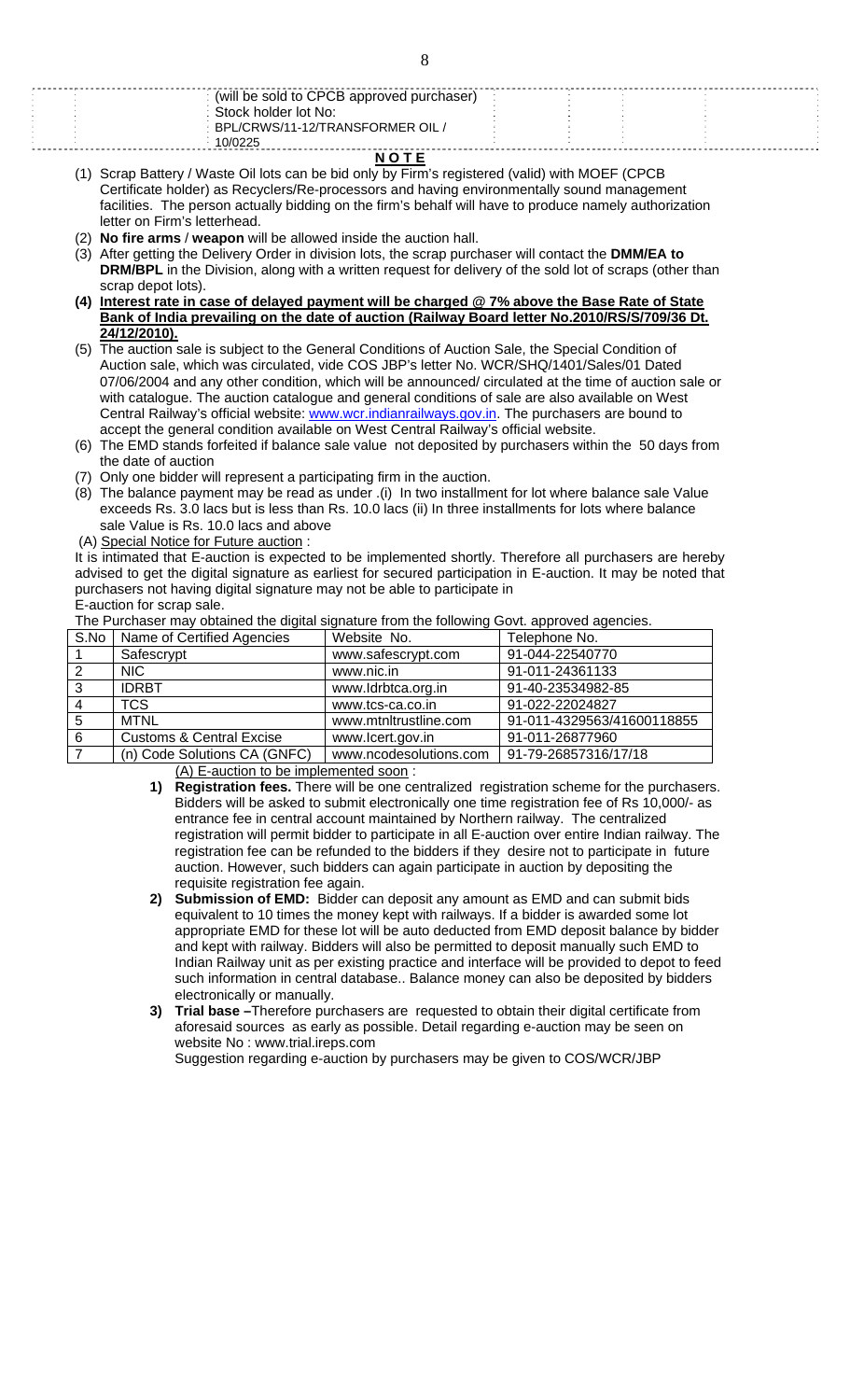| | (will be sold to CPCB approved purchaser) Stock holder lot No: BPL/CRWS/11-12/TRANSFORMER OIL / 10/0225 | | | |
|---|---|---|---|---|

## N O T E

(1) Scrap Battery / Waste Oil lots can be bid only by Firm's registered (valid) with MOEF (CPCB Certificate holder) as Recyclers/Re-processors and having environmentally sound management facilities. The person actually bidding on the firm's behalf will have to produce namely authorization letter on Firm's letterhead.

(2) **No fire arms** / **weapon** will be allowed inside the auction hall.

(3) After getting the Delivery Order in division lots, the scrap purchaser will contact the **DMM/EA to DRM/BPL** in the Division, along with a written request for delivery of the sold lot of scraps (other than scrap depot lots).

**(4) Interest rate in case of delayed payment will be charged @ 7% above the Base Rate of State Bank of India prevailing on the date of auction (Railway Board letter No.2010/RS/S/709/36 Dt. 24/12/2010).**

(5) The auction sale is subject to the General Conditions of Auction Sale, the Special Condition of Auction sale, which was circulated, vide COS JBP's letter No. WCR/SHQ/1401/Sales/01 Dated 07/06/2004 and any other condition, which will be announced/ circulated at the time of auction sale or with catalogue. The auction catalogue and general conditions of sale are also available on West Central Railway's official website: www.wcr.indianrailways.gov.in. The purchasers are bound to accept the general condition available on West Central Railway's official website.

(6) The EMD stands forfeited if balance sale value not deposited by purchasers within the 50 days from the date of auction

(7) Only one bidder will represent a participating firm in the auction.

(8) The balance payment may be read as under .(i) In two installment for lot where balance sale Value exceeds Rs. 3.0 lacs but is less than Rs. 10.0 lacs (ii) In three installments for lots where balance sale Value is Rs. 10.0 lacs and above

(A) Special Notice for Future auction :

It is intimated that E-auction is expected to be implemented shortly. Therefore all purchasers are hereby advised to get the digital signature as earliest for secured participation in E-auction. It may be noted that purchasers not having digital signature may not be able to participate in
E-auction for scrap sale.

The Purchaser may obtained the digital signature from the following Govt. approved agencies.

| S.No | Name of Certified Agencies | Website No. | Telephone No. |
|---|---|---|---|
| 1 | Safescrypt | www.safescrypt.com | 91-044-22540770 |
| 2 | NIC | www.nic.in | 91-011-24361133 |
| 3 | IDRBT | www.Idrbtca.org.in | 91-40-23534982-85 |
| 4 | TCS | www.tcs-ca.co.in | 91-022-22024827 |
| 5 | MTNL | www.mtnltrustline.com | 91-011-4329563/41600118855 |
| 6 | Customs & Central Excise | www.Icert.gov.in | 91-011-26877960 |
| 7 | (n) Code Solutions CA (GNFC) | www.ncodesolutions.com | 91-79-26857316/17/18 |

(A) E-auction to be implemented soon :

1) **Registration fees.** There will be one centralized registration scheme for the purchasers. Bidders will be asked to submit electronically one time registration fee of Rs 10,000/- as entrance fee in central account maintained by Northern railway. The centralized registration will permit bidder to participate in all E-auction over entire Indian railway. The registration fee can be refunded to the bidders if they desire not to participate in future auction. However, such bidders can again participate in auction by depositing the requisite registration fee again.

2) **Submission of EMD:** Bidder can deposit any amount as EMD and can submit bids equivalent to 10 times the money kept with railways. If a bidder is awarded some lot appropriate EMD for these lot will be auto deducted from EMD deposit balance by bidder and kept with railway. Bidders will also be permitted to deposit manually such EMD to Indian Railway unit as per existing practice and interface will be provided to depot to feed such information in central database.. Balance money can also be deposited by bidders electronically or manually.

3) **Trial base –**Therefore purchasers are requested to obtain their digital certificate from aforesaid sources as early as possible. Detail regarding e-auction may be seen on website No : www.trial.ireps.com
Suggestion regarding e-auction by purchasers may be given to COS/WCR/JBP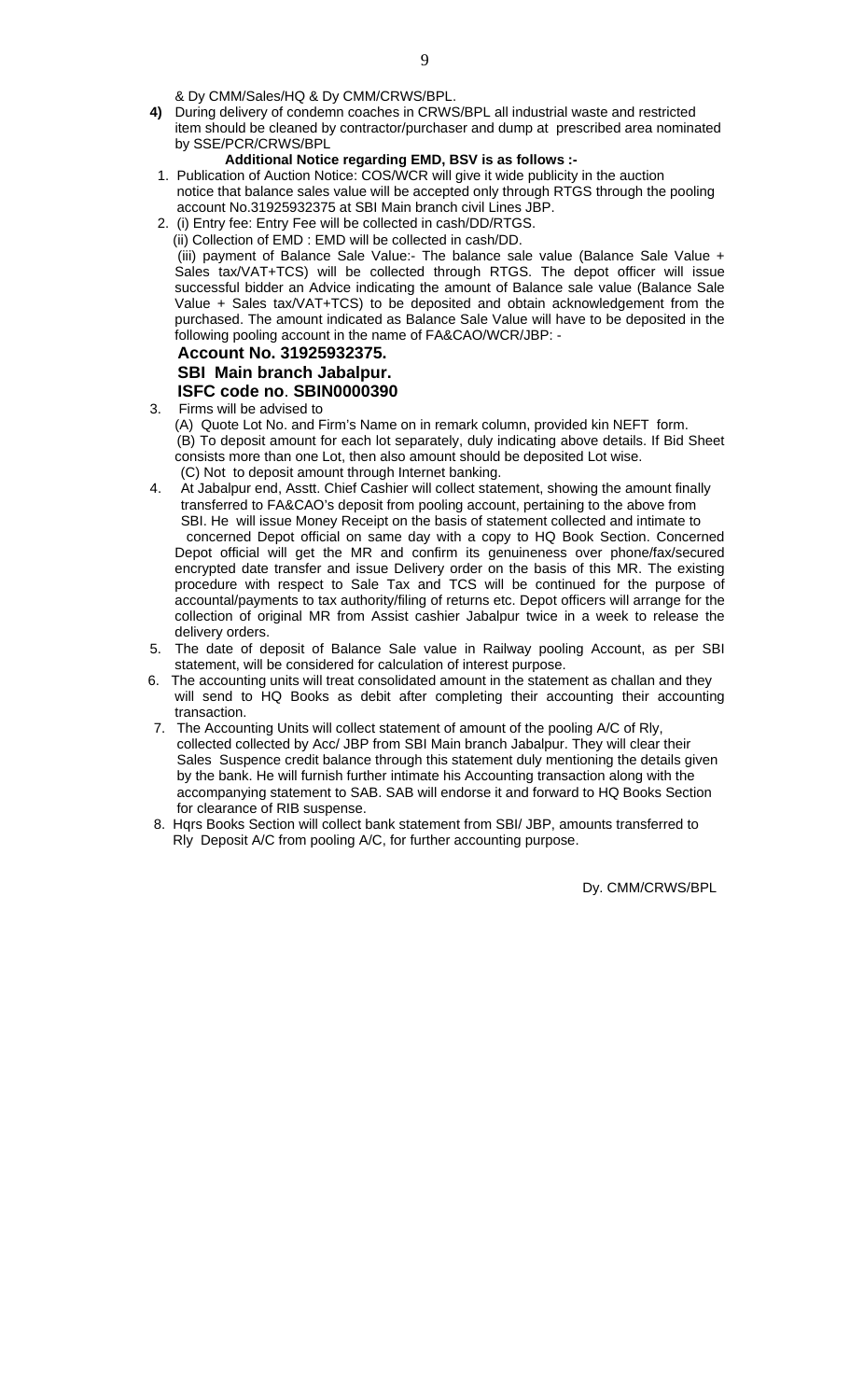& Dy CMM/Sales/HQ & Dy CMM/CRWS/BPL.

**4)** During delivery of condemn coaches in CRWS/BPL all industrial waste and restricted item should be cleaned by contractor/purchaser and dump at prescribed area nominated by SSE/PCR/CRWS/BPL

**Additional Notice regarding EMD, BSV is as follows :-**

1. Publication of Auction Notice: COS/WCR will give it wide publicity in the auction notice that balance sales value will be accepted only through RTGS through the pooling account No.31925932375 at SBI Main branch civil Lines JBP.
2. (i) Entry fee: Entry Fee will be collected in cash/DD/RTGS.
   (ii) Collection of EMD : EMD will be collected in cash/DD.
   (iii) payment of Balance Sale Value:- The balance sale value (Balance Sale Value + Sales tax/VAT+TCS) will be collected through RTGS. The depot officer will issue successful bidder an Advice indicating the amount of Balance sale value (Balance Sale Value + Sales tax/VAT+TCS) to be deposited and obtain acknowledgement from the purchased. The amount indicated as Balance Sale Value will have to be deposited in the following pooling account in the name of FA&CAO/WCR/JBP: -

   **Account No. 31925932375.**
   **SBI Main branch Jabalpur.**
   **ISFC code no**. **SBIN0000390**
3. Firms will be advised to
   (A) Quote Lot No. and Firm's Name on in remark column, provided kin NEFT form.
   (B) To deposit amount for each lot separately, duly indicating above details. If Bid Sheet consists more than one Lot, then also amount should be deposited Lot wise.
   (C) Not to deposit amount through Internet banking.
4. At Jabalpur end, Asstt. Chief Cashier will collect statement, showing the amount finally transferred to FA&CAO's deposit from pooling account, pertaining to the above from SBI. He will issue Money Receipt on the basis of statement collected and intimate to concerned Depot official on same day with a copy to HQ Book Section. Concerned Depot official will get the MR and confirm its genuineness over phone/fax/secured encrypted date transfer and issue Delivery order on the basis of this MR. The existing procedure with respect to Sale Tax and TCS will be continued for the purpose of accountal/payments to tax authority/filing of returns etc. Depot officers will arrange for the collection of original MR from Assist cashier Jabalpur twice in a week to release the delivery orders.
5. The date of deposit of Balance Sale value in Railway pooling Account, as per SBI statement, will be considered for calculation of interest purpose.
6. The accounting units will treat consolidated amount in the statement as challan and they will send to HQ Books as debit after completing their accounting their accounting transaction.
7. The Accounting Units will collect statement of amount of the pooling A/C of Rly, collected collected by Acc/ JBP from SBI Main branch Jabalpur. They will clear their Sales Suspence credit balance through this statement duly mentioning the details given by the bank. He will furnish further intimate his Accounting transaction along with the accompanying statement to SAB. SAB will endorse it and forward to HQ Books Section for clearance of RIB suspense.
8. Hqrs Books Section will collect bank statement from SBI/ JBP, amounts transferred to Rly Deposit A/C from pooling A/C, for further accounting purpose.

Dy. CMM/CRWS/BPL